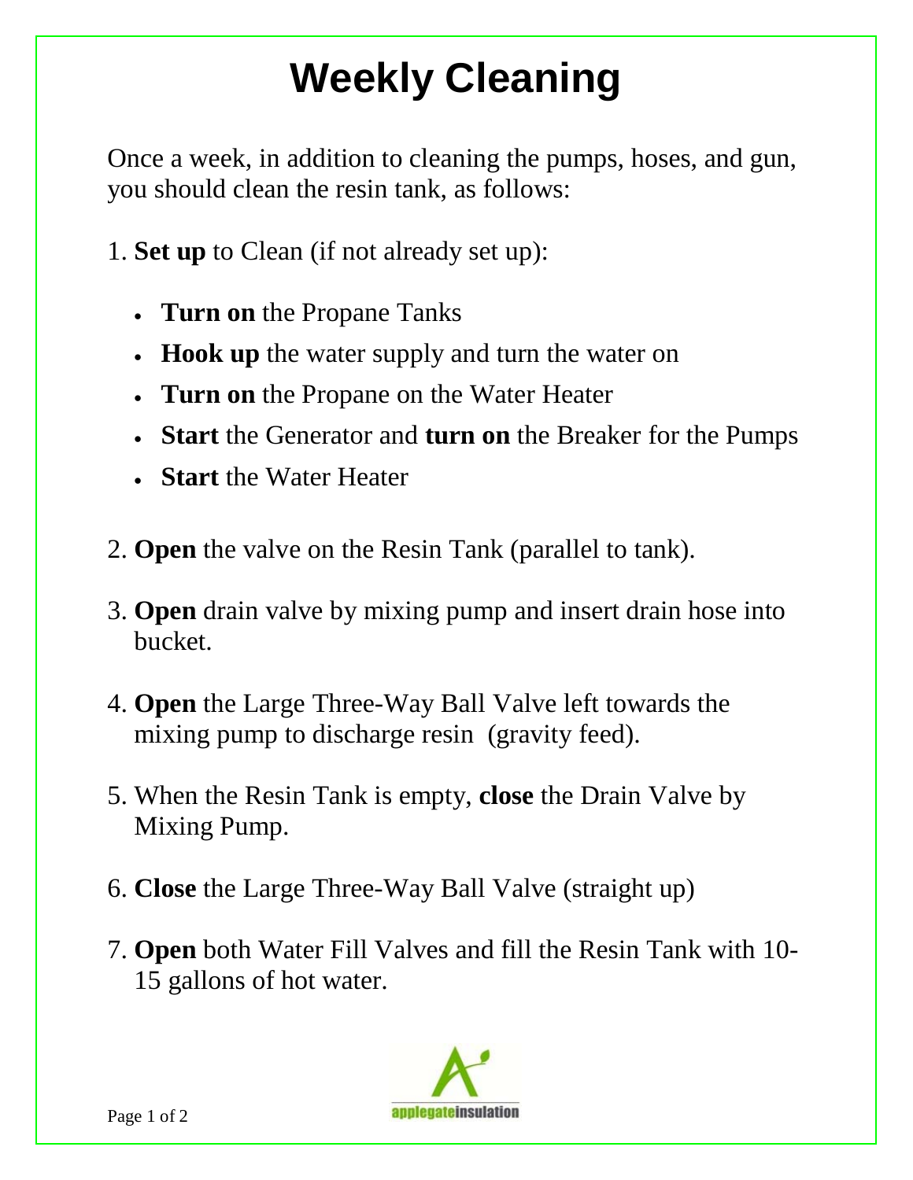# Weekly Cleaning

Once a week, in addition to cleaning the pumps, hoses, and gun, you should clean the resin tank, as follows:

1. **Set up** to Clean (if not already set up):

   - **Turn on** the Propane Tanks
   - **Hook up** the water supply and turn the water on
   - **Turn on** the Propane on the Water Heater
   - **Start** the Generator and **turn on** the Breaker for the Pumps
   - **Start** the Water Heater

2. **Open** the valve on the Resin Tank (parallel to tank).

3. **Open** drain valve by mixing pump and insert drain hose into bucket.

4. **Open** the Large Three-Way Ball Valve left towards the mixing pump to discharge resin (gravity feed).

5. When the Resin Tank is empty, **close** the Drain Valve by Mixing Pump.

6. **Close** the Large Three-Way Ball Valve (straight up)

7. **Open** both Water Fill Valves and fill the Resin Tank with 10-15 gallons of hot water.

applegateinsulation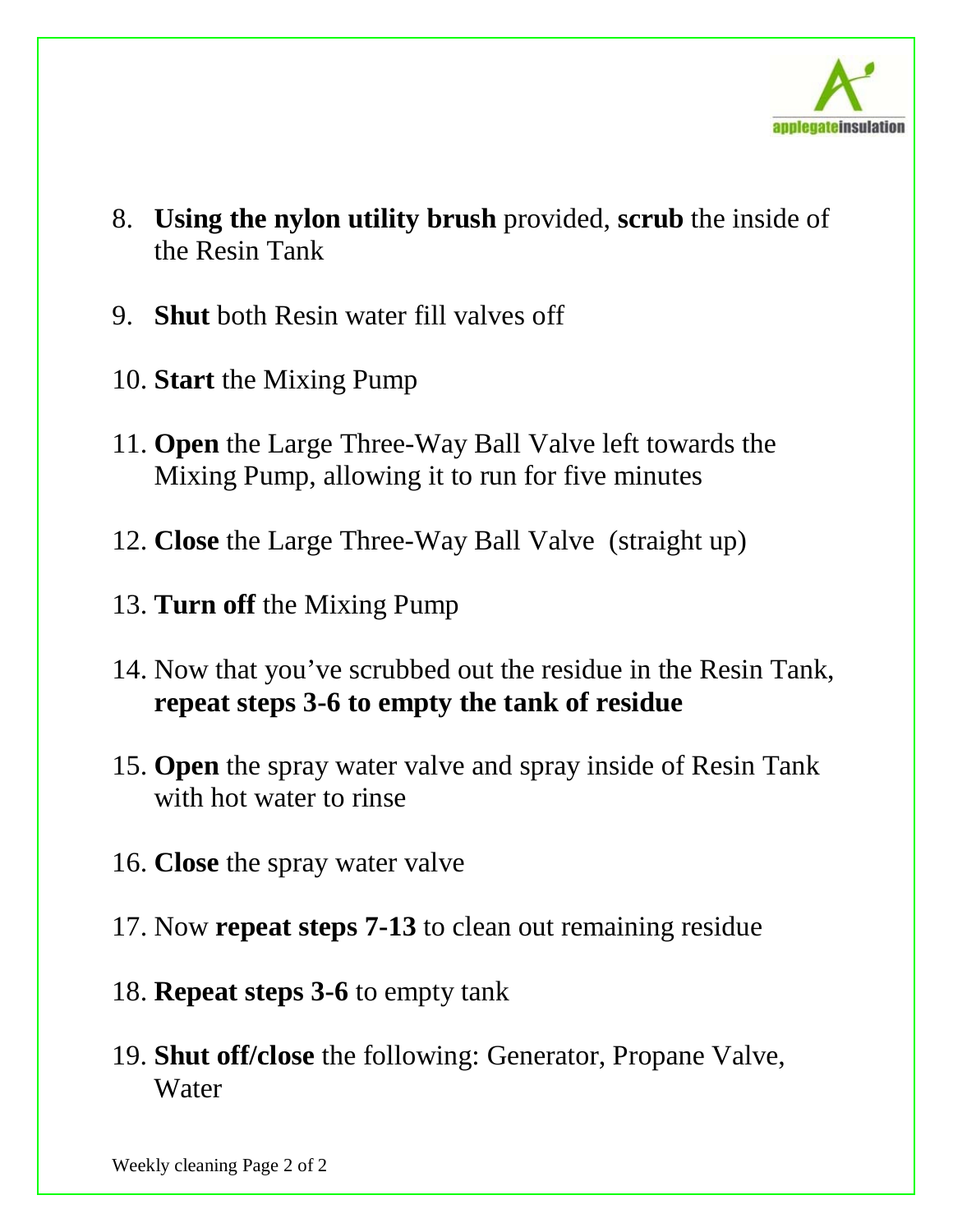8. **Using the nylon utility brush** provided, **scrub** the inside of the Resin Tank

9. **Shut** both Resin water fill valves off

10. **Start** the Mixing Pump

11. **Open** the Large Three-Way Ball Valve left towards the Mixing Pump, allowing it to run for five minutes

12. **Close** the Large Three-Way Ball Valve (straight up)

13. **Turn off** the Mixing Pump

14. Now that you've scrubbed out the residue in the Resin Tank, **repeat steps 3-6 to empty the tank of residue**

15. **Open** the spray water valve and spray inside of Resin Tank with hot water to rinse

16. **Close** the spray water valve

17. Now **repeat steps 7-13** to clean out remaining residue

18. **Repeat steps 3-6** to empty tank

19. **Shut off/close** the following: Generator, Propane Valve, Water